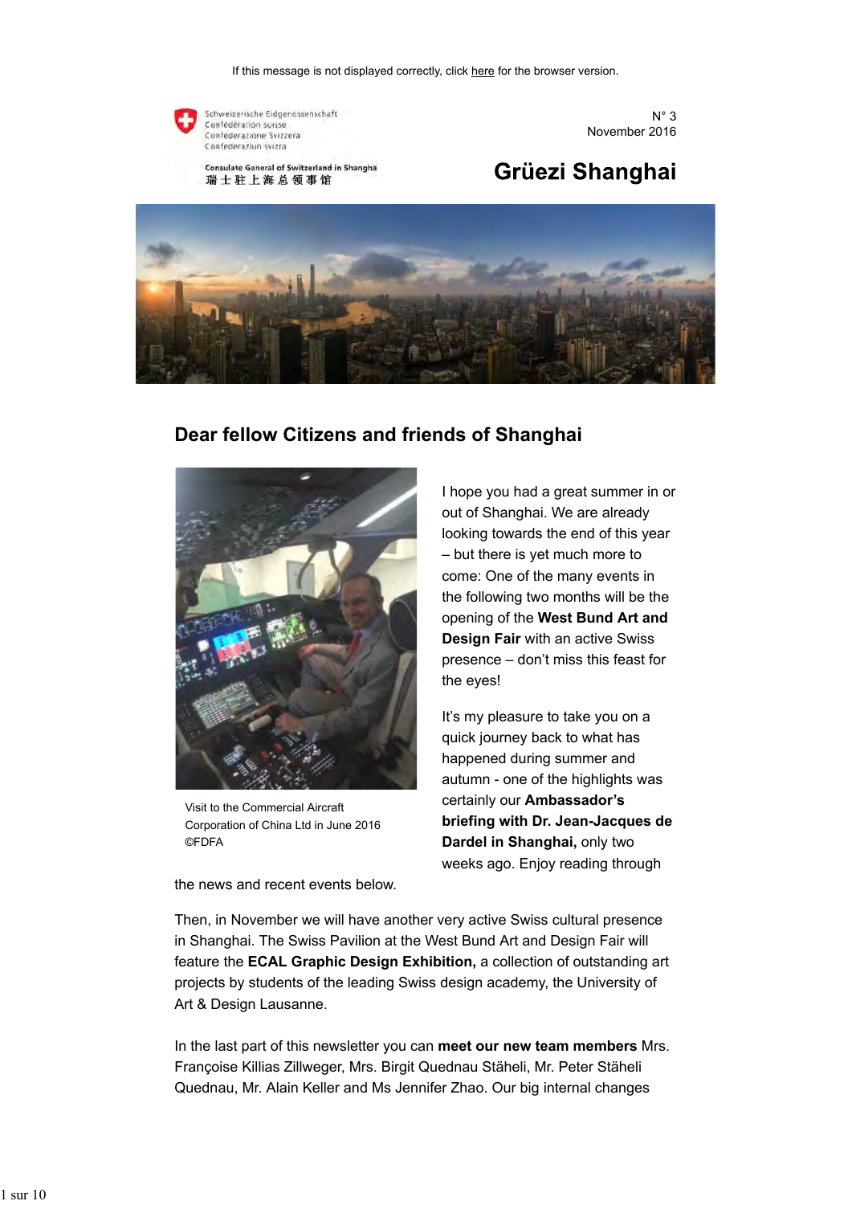If this message is not displayed correctly, click here for the browser version.

Schweizerische Eidgenossenschaft
Confédération suisse
Confederazione Svizzera
Confederaziun svizra

Consulate General of Switzerland in Shanghai
瑞士驻上海总领事馆

N° 3
November 2016

# Grüezi Shanghai

## Dear fellow Citizens and friends of Shanghai

Visit to the Commercial Aircraft Corporation of China Ltd in June 2016 ©FDFA

I hope you had a great summer in or out of Shanghai. We are already looking towards the end of this year – but there is yet much more to come: One of the many events in the following two months will be the opening of the **West Bund Art and Design Fair** with an active Swiss presence – don't miss this feast for the eyes!

It's my pleasure to take you on a quick journey back to what has happened during summer and autumn - one of the highlights was certainly our **Ambassador's briefing with Dr. Jean-Jacques de Dardel in Shanghai,** only two weeks ago. Enjoy reading through the news and recent events below.

Then, in November we will have another very active Swiss cultural presence in Shanghai. The Swiss Pavilion at the West Bund Art and Design Fair will feature the **ECAL Graphic Design Exhibition,** a collection of outstanding art projects by students of the leading Swiss design academy, the University of Art & Design Lausanne.

In the last part of this newsletter you can **meet our new team members** Mrs. Françoise Killias Zillweger, Mrs. Birgit Quednau Stäheli, Mr. Peter Stäheli Quednau, Mr. Alain Keller and Ms Jennifer Zhao. Our big internal changes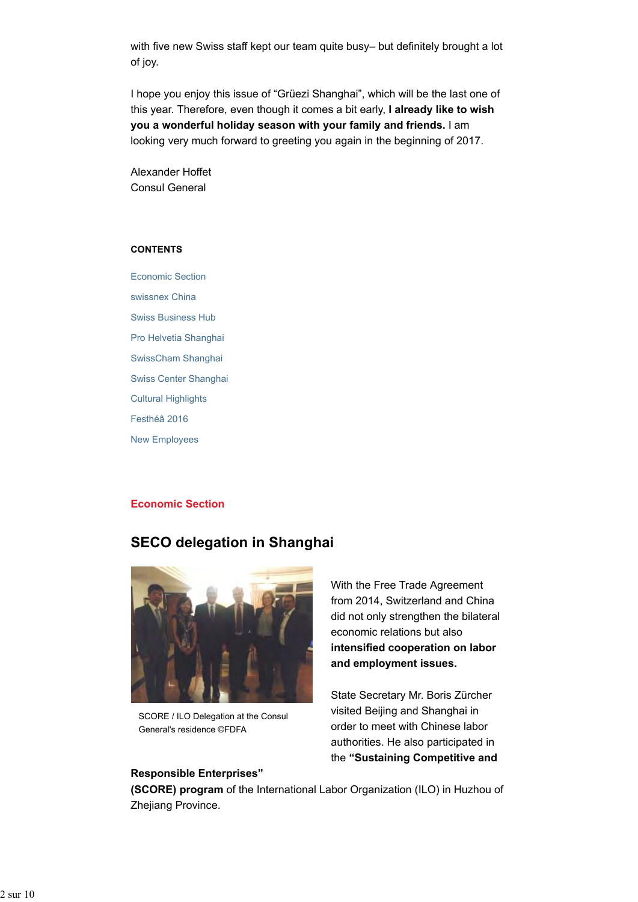with five new Swiss staff kept our team quite busy– but definitely brought a lot of joy.

I hope you enjoy this issue of "Grüezi Shanghai", which will be the last one of this year. Therefore, even though it comes a bit early, **I already like to wish you a wonderful holiday season with your family and friends.** I am looking very much forward to greeting you again in the beginning of 2017.

Alexander Hoffet
Consul General

**CONTENTS**

- Economic Section
- swissnex China
- Swiss Business Hub
- Pro Helvetia Shanghai
- SwissCham Shanghai
- Swiss Center Shanghai
- Cultural Highlights
- Festhéâ 2016
- New Employees

## Economic Section

### SECO delegation in Shanghai

SCORE / ILO Delegation at the Consul General's residence ©FDFA

With the Free Trade Agreement from 2014, Switzerland and China did not only strengthen the bilateral economic relations but also **intensified cooperation on labor and employment issues.**

State Secretary Mr. Boris Zürcher visited Beijing and Shanghai in order to meet with Chinese labor authorities. He also participated in the **"Sustaining Competitive and Responsible Enterprises" (SCORE) program** of the International Labor Organization (ILO) in Huzhou of Zhejiang Province.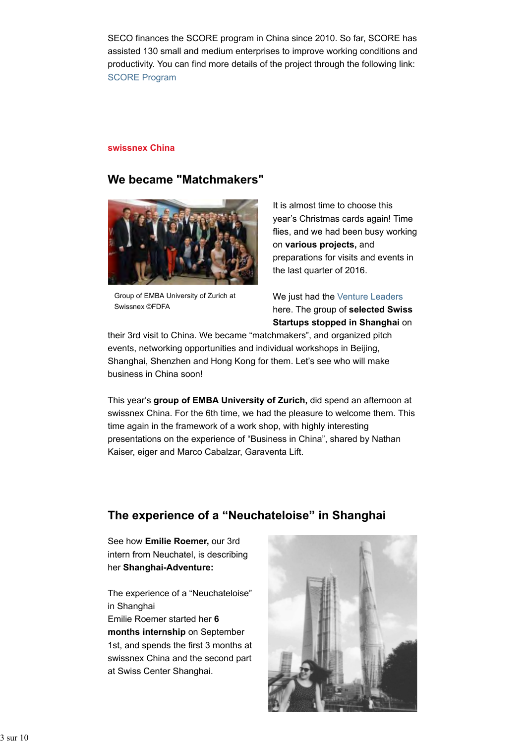SECO finances the SCORE program in China since 2010. So far, SCORE has assisted 130 small and medium enterprises to improve working conditions and productivity. You can find more details of the project through the following link: SCORE Program

**swissnex China**

## We became "Matchmakers"

Group of EMBA University of Zurich at Swissnex ©FDFA

It is almost time to choose this year's Christmas cards again! Time flies, and we had been busy working on **various projects,** and preparations for visits and events in the last quarter of 2016.

We just had the Venture Leaders here. The group of **selected Swiss Startups stopped in Shanghai** on their 3rd visit to China. We became "matchmakers", and organized pitch events, networking opportunities and individual workshops in Beijing, Shanghai, Shenzhen and Hong Kong for them. Let's see who will make business in China soon!

This year's **group of EMBA University of Zurich,** did spend an afternoon at swissnex China. For the 6th time, we had the pleasure to welcome them. This time again in the framework of a work shop, with highly interesting presentations on the experience of "Business in China", shared by Nathan Kaiser, eiger and Marco Cabalzar, Garaventa Lift.

## The experience of a "Neuchateloise" in Shanghai

See how **Emilie Roemer,** our 3rd intern from Neuchatel, is describing her **Shanghai-Adventure:**

The experience of a "Neuchateloise" in Shanghai
Emilie Roemer started her **6 months internship** on September 1st, and spends the first 3 months at swissnex China and the second part at Swiss Center Shanghai.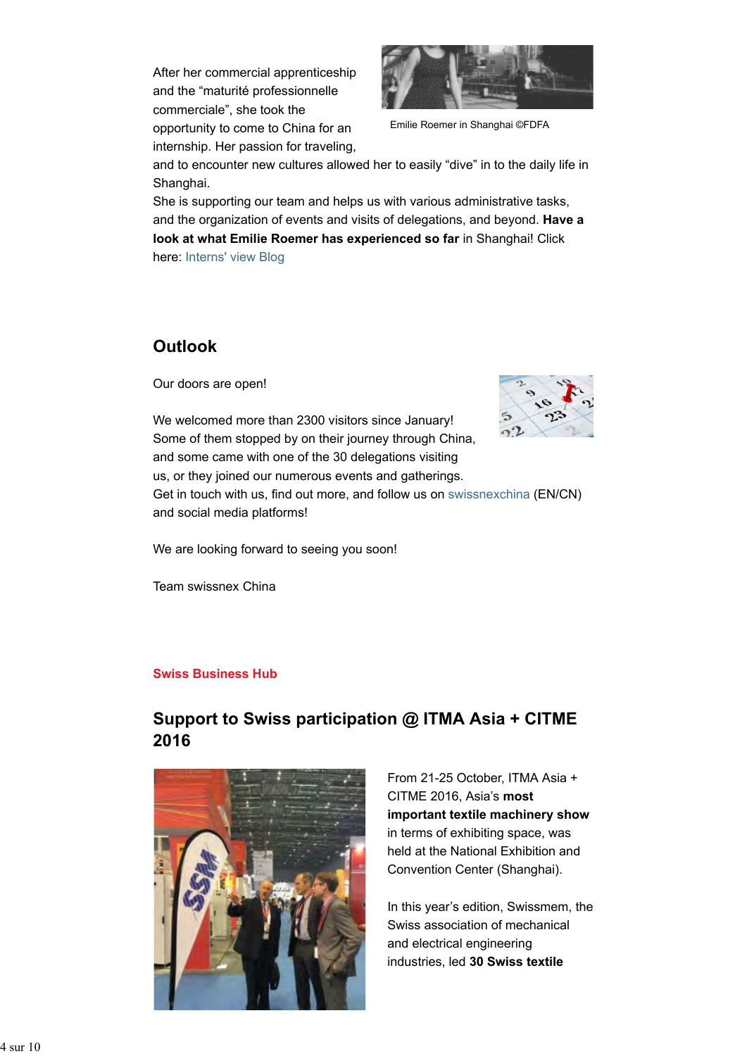After her commercial apprenticeship and the “maturité professionnelle commerciale”, she took the opportunity to come to China for an internship. Her passion for traveling, and to encounter new cultures allowed her to easily “dive” in to the daily life in Shanghai.

Emilie Roemer in Shanghai ©FDFA

She is supporting our team and helps us with various administrative tasks, and the organization of events and visits of delegations, and beyond. **Have a look at what Emilie Roemer has experienced so far** in Shanghai! Click here: Interns' view Blog

## Outlook

Our doors are open!

We welcomed more than 2300 visitors since January! Some of them stopped by on their journey through China, and some came with one of the 30 delegations visiting us, or they joined our numerous events and gatherings. Get in touch with us, find out more, and follow us on swissnexchina (EN/CN) and social media platforms!

We are looking forward to seeing you soon!

Team swissnex China

**Swiss Business Hub**

## Support to Swiss participation @ ITMA Asia + CITME 2016

From 21-25 October, ITMA Asia + CITME 2016, Asia’s **most important textile machinery show** in terms of exhibiting space, was held at the National Exhibition and Convention Center (Shanghai).

In this year’s edition, Swissmem, the Swiss association of mechanical and electrical engineering industries, led **30 Swiss textile**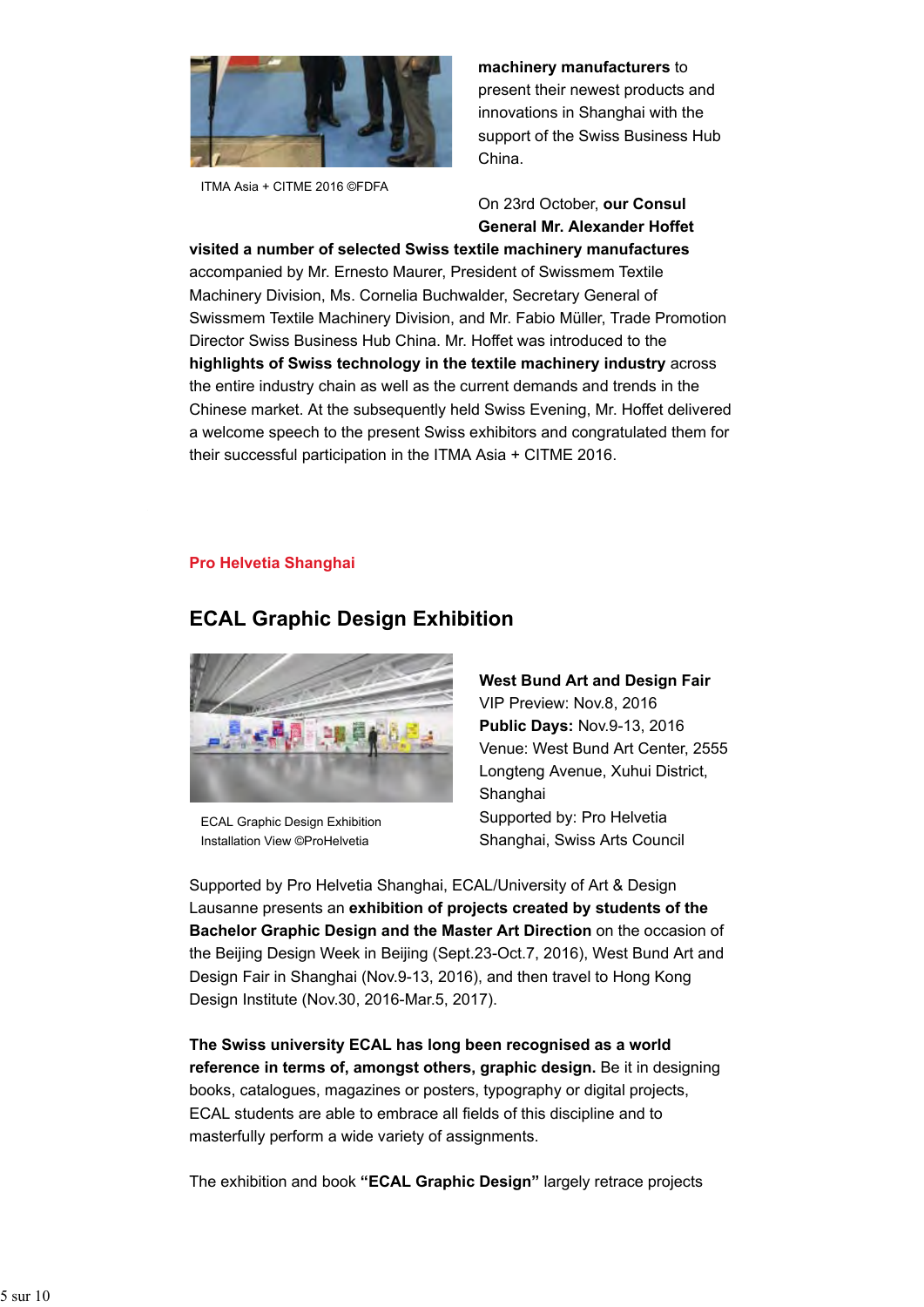ITMA Asia + CITME 2016 ©FDFA

**machinery manufacturers** to present their newest products and innovations in Shanghai with the support of the Swiss Business Hub China.

On 23rd October, **our Consul General Mr. Alexander Hoffet visited a number of selected Swiss textile machinery manufactures** accompanied by Mr. Ernesto Maurer, President of Swissmem Textile Machinery Division, Ms. Cornelia Buchwalder, Secretary General of Swissmem Textile Machinery Division, and Mr. Fabio Müller, Trade Promotion Director Swiss Business Hub China. Mr. Hoffet was introduced to the **highlights of Swiss technology in the textile machinery industry** across the entire industry chain as well as the current demands and trends in the Chinese market. At the subsequently held Swiss Evening, Mr. Hoffet delivered a welcome speech to the present Swiss exhibitors and congratulated them for their successful participation in the ITMA Asia + CITME 2016.

**Pro Helvetia Shanghai**

## ECAL Graphic Design Exhibition

ECAL Graphic Design Exhibition Installation View ©ProHelvetia

**West Bund Art and Design Fair**
VIP Preview: Nov.8, 2016
**Public Days:** Nov.9-13, 2016
Venue: West Bund Art Center, 2555 Longteng Avenue, Xuhui District, Shanghai
Supported by: Pro Helvetia Shanghai, Swiss Arts Council

Supported by Pro Helvetia Shanghai, ECAL/University of Art & Design Lausanne presents an **exhibition of projects created by students of the Bachelor Graphic Design and the Master Art Direction** on the occasion of the Beijing Design Week in Beijing (Sept.23-Oct.7, 2016), West Bund Art and Design Fair in Shanghai (Nov.9-13, 2016), and then travel to Hong Kong Design Institute (Nov.30, 2016-Mar.5, 2017).

**The Swiss university ECAL has long been recognised as a world reference in terms of, amongst others, graphic design.** Be it in designing books, catalogues, magazines or posters, typography or digital projects, ECAL students are able to embrace all fields of this discipline and to masterfully perform a wide variety of assignments.

The exhibition and book **"ECAL Graphic Design"** largely retrace projects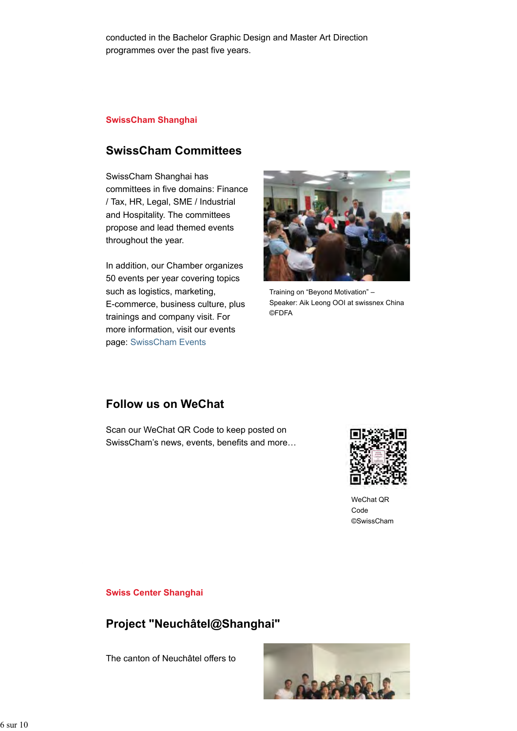conducted in the Bachelor Graphic Design and Master Art Direction programmes over the past five years.

**SwissCham Shanghai**

## SwissCham Committees

SwissCham Shanghai has committees in five domains: Finance / Tax, HR, Legal, SME / Industrial and Hospitality. The committees propose and lead themed events throughout the year.

In addition, our Chamber organizes 50 events per year covering topics such as logistics, marketing, E-commerce, business culture, plus trainings and company visit. For more information, visit our events page: SwissCham Events

Training on "Beyond Motivation" – Speaker: Aik Leong OOI at swissnex China ©FDFA

## Follow us on WeChat

Scan our WeChat QR Code to keep posted on SwissCham's news, events, benefits and more…

WeChat QR Code ©SwissCham

**Swiss Center Shanghai**

## Project "Neuchâtel@Shanghai"

The canton of Neuchâtel offers to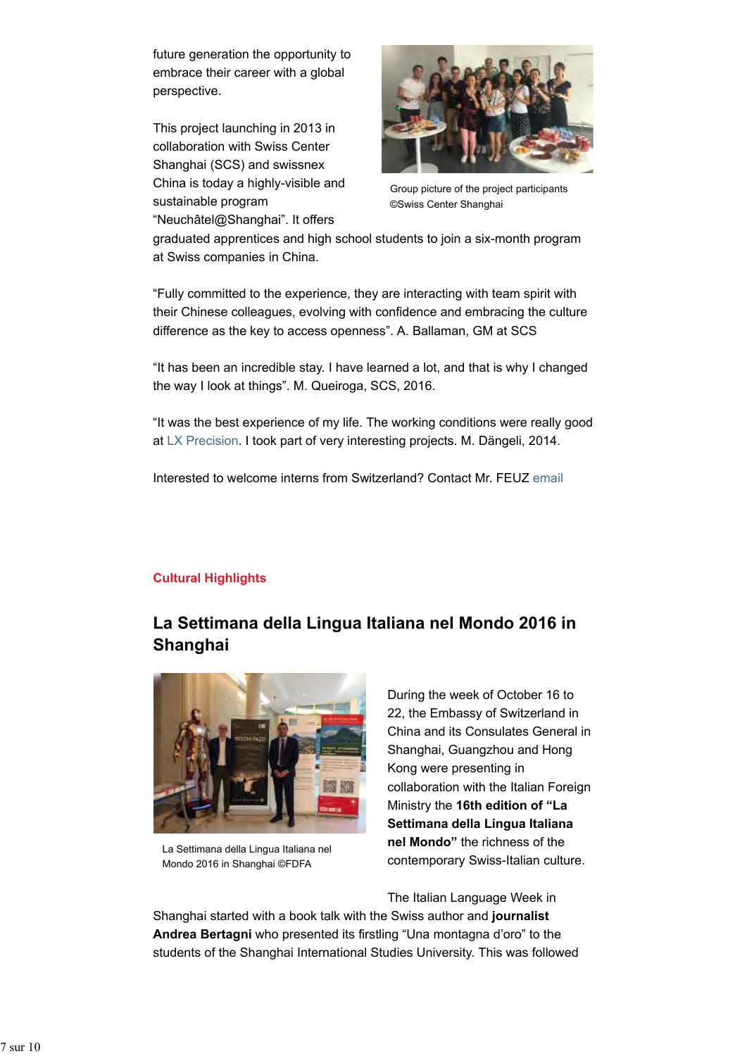future generation the opportunity to embrace their career with a global perspective.

This project launching in 2013 in collaboration with Swiss Center Shanghai (SCS) and swissnex China is today a highly-visible and sustainable program "Neuchâtel@Shanghai". It offers graduated apprentices and high school students to join a six-month program at Swiss companies in China.

Group picture of the project participants ©Swiss Center Shanghai

"Fully committed to the experience, they are interacting with team spirit with their Chinese colleagues, evolving with confidence and embracing the culture difference as the key to access openness". A. Ballaman, GM at SCS

"It has been an incredible stay. I have learned a lot, and that is why I changed the way I look at things". M. Queiroga, SCS, 2016.

"It was the best experience of my life. The working conditions were really good at LX Precision. I took part of very interesting projects. M. Dängeli, 2014.

Interested to welcome interns from Switzerland? Contact Mr. FEUZ email

**Cultural Highlights**

## La Settimana della Lingua Italiana nel Mondo 2016 in Shanghai

La Settimana della Lingua Italiana nel Mondo 2016 in Shanghai ©FDFA

During the week of October 16 to 22, the Embassy of Switzerland in China and its Consulates General in Shanghai, Guangzhou and Hong Kong were presenting in collaboration with the Italian Foreign Ministry the **16th edition of "La Settimana della Lingua Italiana nel Mondo"** the richness of the contemporary Swiss-Italian culture.

The Italian Language Week in Shanghai started with a book talk with the Swiss author and **journalist Andrea Bertagni** who presented its firstling "Una montagna d'oro" to the students of the Shanghai International Studies University. This was followed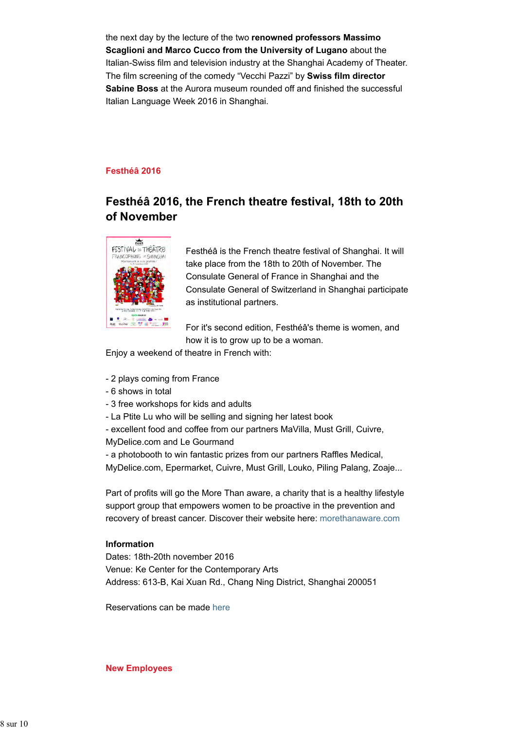the next day by the lecture of the two **renowned professors Massimo Scaglioni and Marco Cucco from the University of Lugano** about the Italian-Swiss film and television industry at the Shanghai Academy of Theater. The film screening of the comedy “Vecchi Pazzi” by **Swiss film director Sabine Boss** at the Aurora museum rounded off and finished the successful Italian Language Week 2016 in Shanghai.

**Festhéâ 2016**

## Festhéâ 2016, the French theatre festival, 18th to 20th of November

Festhéâ is the French theatre festival of Shanghai. It will take place from the 18th to 20th of November. The Consulate General of France in Shanghai and the Consulate General of Switzerland in Shanghai participate as institutional partners.

For it's second edition, Festhéâ's theme is women, and how it is to grow up to be a woman.

Enjoy a weekend of theatre in French with:

- 2 plays coming from France
- 6 shows in total
- 3 free workshops for kids and adults
- La Ptite Lu who will be selling and signing her latest book
- excellent food and coffee from our partners MaVilla, Must Grill, Cuivre, MyDelice.com and Le Gourmand
- a photobooth to win fantastic prizes from our partners Raffles Medical, MyDelice.com, Epermarket, Cuivre, Must Grill, Louko, Piling Palang, Zoaje...

Part of profits will go the More Than aware, a charity that is a healthy lifestyle support group that empowers women to be proactive in the prevention and recovery of breast cancer. Discover their website here: morethanaware.com

**Information**
Dates: 18th-20th november 2016
Venue: Ke Center for the Contemporary Arts
Address: 613-B, Kai Xuan Rd., Chang Ning District, Shanghai 200051

Reservations can be made here

**New Employees**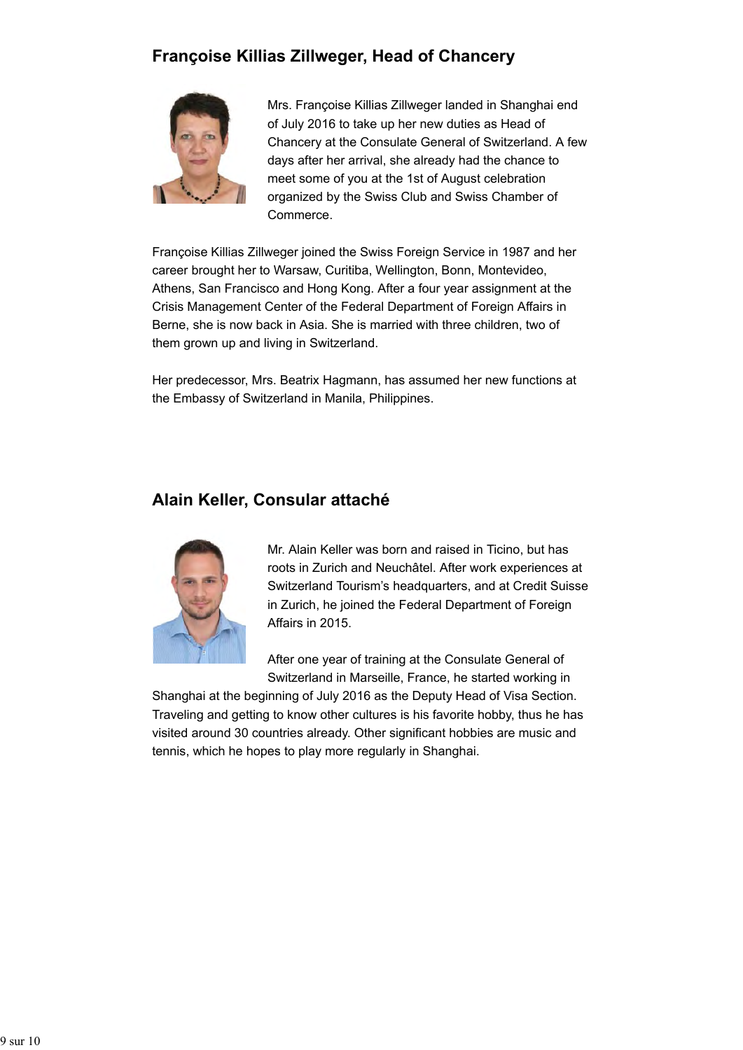## Françoise Killias Zillweger, Head of Chancery

Mrs. Françoise Killias Zillweger landed in Shanghai end of July 2016 to take up her new duties as Head of Chancery at the Consulate General of Switzerland. A few days after her arrival, she already had the chance to meet some of you at the 1st of August celebration organized by the Swiss Club and Swiss Chamber of Commerce.

Françoise Killias Zillweger joined the Swiss Foreign Service in 1987 and her career brought her to Warsaw, Curitiba, Wellington, Bonn, Montevideo, Athens, San Francisco and Hong Kong. After a four year assignment at the Crisis Management Center of the Federal Department of Foreign Affairs in Berne, she is now back in Asia. She is married with three children, two of them grown up and living in Switzerland.

Her predecessor, Mrs. Beatrix Hagmann, has assumed her new functions at the Embassy of Switzerland in Manila, Philippines.

## Alain Keller, Consular attaché

Mr. Alain Keller was born and raised in Ticino, but has roots in Zurich and Neuchâtel. After work experiences at Switzerland Tourism's headquarters, and at Credit Suisse in Zurich, he joined the Federal Department of Foreign Affairs in 2015.

After one year of training at the Consulate General of Switzerland in Marseille, France, he started working in Shanghai at the beginning of July 2016 as the Deputy Head of Visa Section. Traveling and getting to know other cultures is his favorite hobby, thus he has visited around 30 countries already. Other significant hobbies are music and tennis, which he hopes to play more regularly in Shanghai.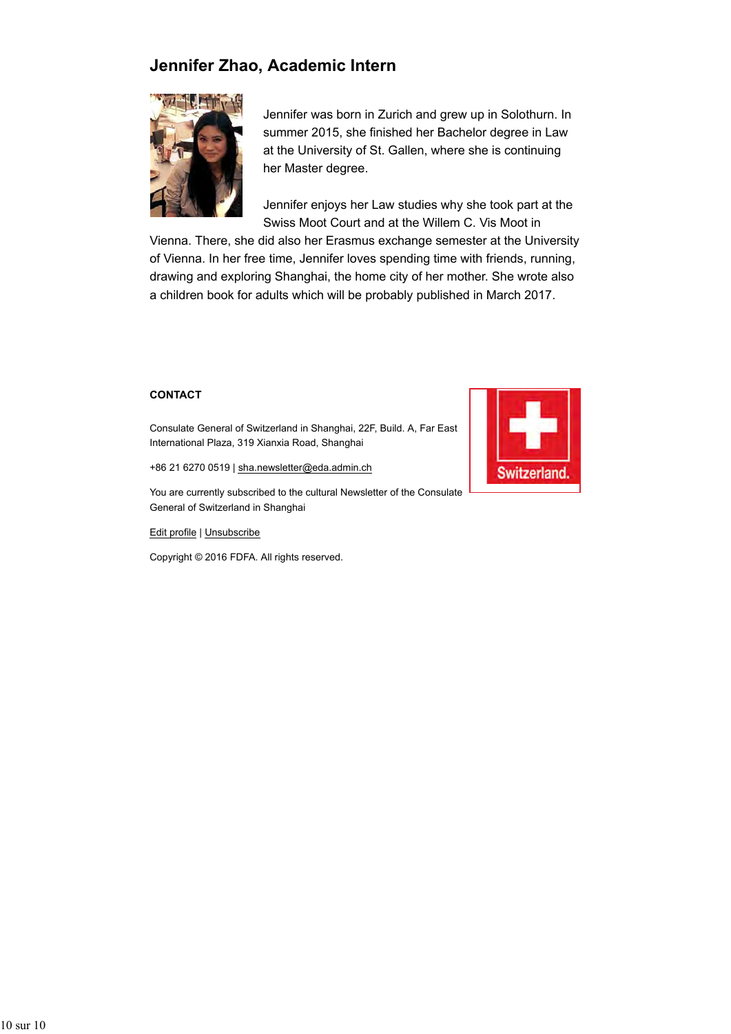## Jennifer Zhao, Academic Intern

Jennifer was born in Zurich and grew up in Solothurn. In summer 2015, she finished her Bachelor degree in Law at the University of St. Gallen, where she is continuing her Master degree.

Jennifer enjoys her Law studies why she took part at the Swiss Moot Court and at the Willem C. Vis Moot in Vienna. There, she did also her Erasmus exchange semester at the University of Vienna. In her free time, Jennifer loves spending time with friends, running, drawing and exploring Shanghai, the home city of her mother. She wrote also a children book for adults which will be probably published in March 2017.

**CONTACT**

Consulate General of Switzerland in Shanghai, 22F, Build. A, Far East International Plaza, 319 Xianxia Road, Shanghai

+86 21 6270 0519 | sha.newsletter@eda.admin.ch

You are currently subscribed to the cultural Newsletter of the Consulate General of Switzerland in Shanghai

Edit profile | Unsubscribe

Copyright © 2016 FDFA. All rights reserved.

Switzerland.